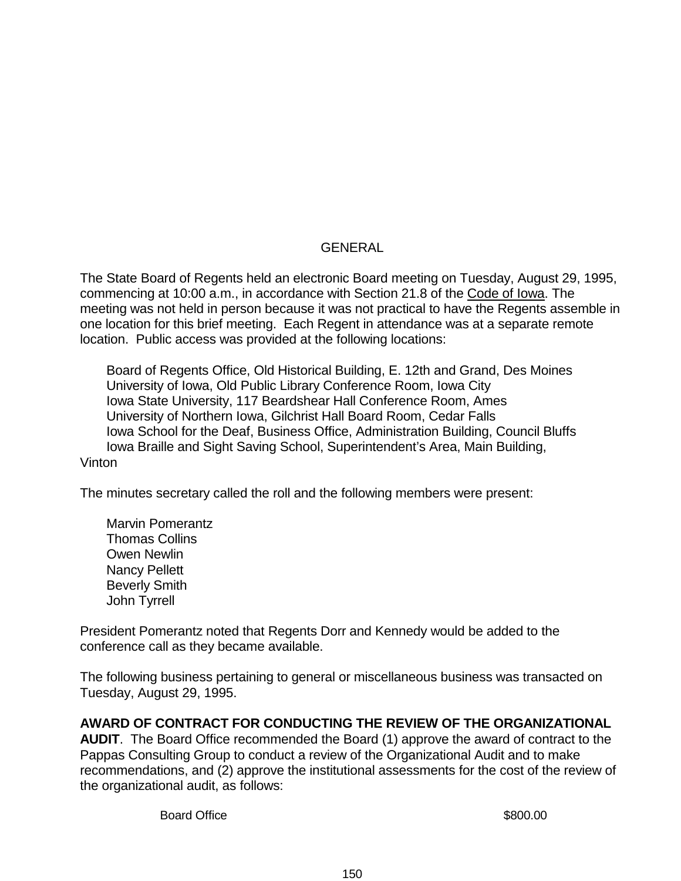# GENERAL

The State Board of Regents held an electronic Board meeting on Tuesday, August 29, 1995, commencing at 10:00 a.m., in accordance with Section 21.8 of the Code of Iowa. The meeting was not held in person because it was not practical to have the Regents assemble in one location for this brief meeting. Each Regent in attendance was at a separate remote location. Public access was provided at the following locations:

Board of Regents Office, Old Historical Building, E. 12th and Grand, Des Moines
University of Iowa, Old Public Library Conference Room, Iowa City
Iowa State University, 117 Beardshear Hall Conference Room, Ames
University of Northern Iowa, Gilchrist Hall Board Room, Cedar Falls
Iowa School for the Deaf, Business Office, Administration Building, Council Bluffs
Iowa Braille and Sight Saving School, Superintendent's Area, Main Building, Vinton

The minutes secretary called the roll and the following members were present:

Marvin Pomerantz
Thomas Collins
Owen Newlin
Nancy Pellett
Beverly Smith
John Tyrrell

President Pomerantz noted that Regents Dorr and Kennedy would be added to the conference call as they became available.

The following business pertaining to general or miscellaneous business was transacted on Tuesday, August 29, 1995.

**AWARD OF CONTRACT FOR CONDUCTING THE REVIEW OF THE ORGANIZATIONAL AUDIT**. The Board Office recommended the Board (1) approve the award of contract to the Pappas Consulting Group to conduct a review of the Organizational Audit and to make recommendations, and (2) approve the institutional assessments for the cost of the review of the organizational audit, as follows:

| | |
|---|---|
| Board Office | $800.00 |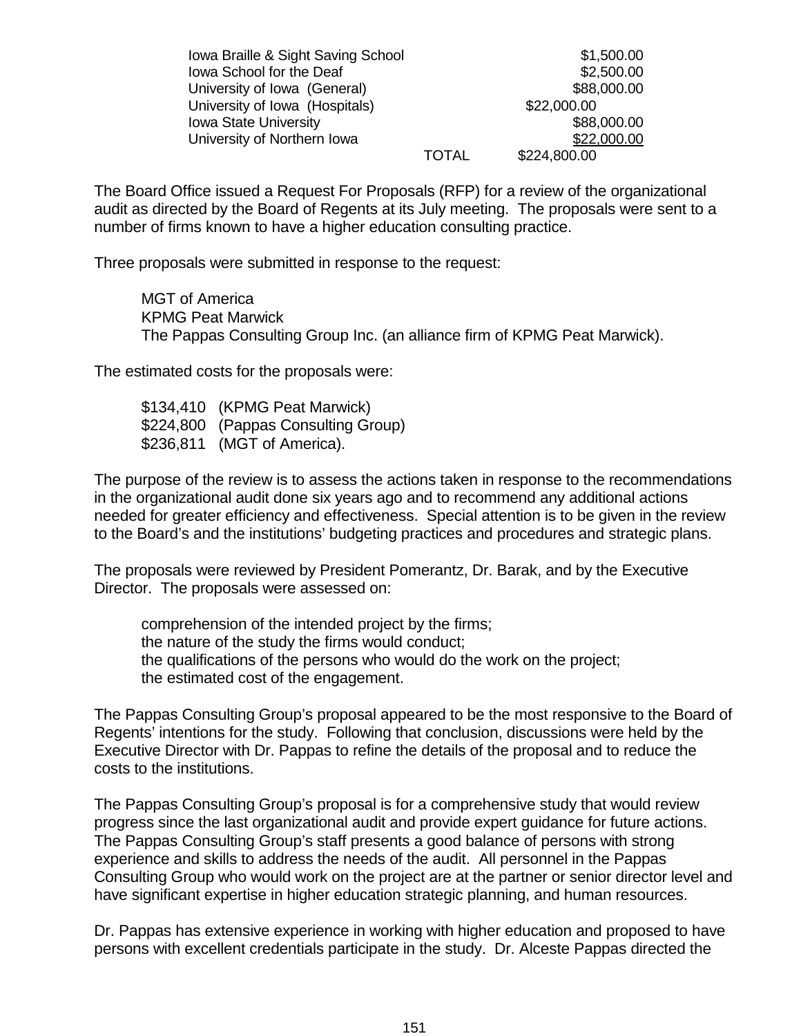| | | |
|---|---|---|
| Iowa Braille & Sight Saving School | | $1,500.00 |
| Iowa School for the Deaf | | $2,500.00 |
| University of Iowa (General) | | $88,000.00 |
| University of Iowa (Hospitals) | | $22,000.00 |
| Iowa State University | | $88,000.00 |
| University of Northern Iowa | | $22,000.00 |
| | TOTAL | $224,800.00 |

The Board Office issued a Request For Proposals (RFP) for a review of the organizational audit as directed by the Board of Regents at its July meeting. The proposals were sent to a number of firms known to have a higher education consulting practice.

Three proposals were submitted in response to the request:

MGT of America
KPMG Peat Marwick
The Pappas Consulting Group Inc. (an alliance firm of KPMG Peat Marwick).

The estimated costs for the proposals were:

$134,410 (KPMG Peat Marwick)
$224,800 (Pappas Consulting Group)
$236,811 (MGT of America).

The purpose of the review is to assess the actions taken in response to the recommendations in the organizational audit done six years ago and to recommend any additional actions needed for greater efficiency and effectiveness. Special attention is to be given in the review to the Board's and the institutions' budgeting practices and procedures and strategic plans.

The proposals were reviewed by President Pomerantz, Dr. Barak, and by the Executive Director. The proposals were assessed on:

comprehension of the intended project by the firms;
the nature of the study the firms would conduct;
the qualifications of the persons who would do the work on the project;
the estimated cost of the engagement.

The Pappas Consulting Group's proposal appeared to be the most responsive to the Board of Regents' intentions for the study. Following that conclusion, discussions were held by the Executive Director with Dr. Pappas to refine the details of the proposal and to reduce the costs to the institutions.

The Pappas Consulting Group's proposal is for a comprehensive study that would review progress since the last organizational audit and provide expert guidance for future actions. The Pappas Consulting Group's staff presents a good balance of persons with strong experience and skills to address the needs of the audit. All personnel in the Pappas Consulting Group who would work on the project are at the partner or senior director level and have significant expertise in higher education strategic planning, and human resources.

Dr. Pappas has extensive experience in working with higher education and proposed to have persons with excellent credentials participate in the study. Dr. Alceste Pappas directed the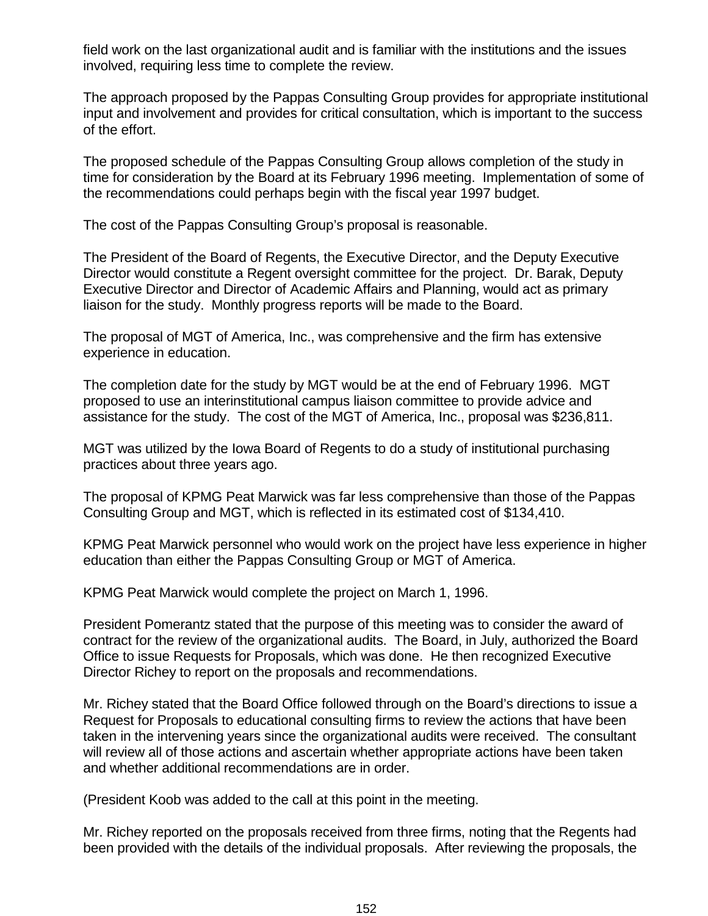field work on the last organizational audit and is familiar with the institutions and the issues involved, requiring less time to complete the review.

The approach proposed by the Pappas Consulting Group provides for appropriate institutional input and involvement and provides for critical consultation, which is important to the success of the effort.

The proposed schedule of the Pappas Consulting Group allows completion of the study in time for consideration by the Board at its February 1996 meeting. Implementation of some of the recommendations could perhaps begin with the fiscal year 1997 budget.

The cost of the Pappas Consulting Group's proposal is reasonable.

The President of the Board of Regents, the Executive Director, and the Deputy Executive Director would constitute a Regent oversight committee for the project. Dr. Barak, Deputy Executive Director and Director of Academic Affairs and Planning, would act as primary liaison for the study. Monthly progress reports will be made to the Board.

The proposal of MGT of America, Inc., was comprehensive and the firm has extensive experience in education.

The completion date for the study by MGT would be at the end of February 1996. MGT proposed to use an interinstitutional campus liaison committee to provide advice and assistance for the study. The cost of the MGT of America, Inc., proposal was $236,811.

MGT was utilized by the Iowa Board of Regents to do a study of institutional purchasing practices about three years ago.

The proposal of KPMG Peat Marwick was far less comprehensive than those of the Pappas Consulting Group and MGT, which is reflected in its estimated cost of $134,410.

KPMG Peat Marwick personnel who would work on the project have less experience in higher education than either the Pappas Consulting Group or MGT of America.

KPMG Peat Marwick would complete the project on March 1, 1996.

President Pomerantz stated that the purpose of this meeting was to consider the award of contract for the review of the organizational audits. The Board, in July, authorized the Board Office to issue Requests for Proposals, which was done. He then recognized Executive Director Richey to report on the proposals and recommendations.

Mr. Richey stated that the Board Office followed through on the Board's directions to issue a Request for Proposals to educational consulting firms to review the actions that have been taken in the intervening years since the organizational audits were received. The consultant will review all of those actions and ascertain whether appropriate actions have been taken and whether additional recommendations are in order.

(President Koob was added to the call at this point in the meeting.

Mr. Richey reported on the proposals received from three firms, noting that the Regents had been provided with the details of the individual proposals. After reviewing the proposals, the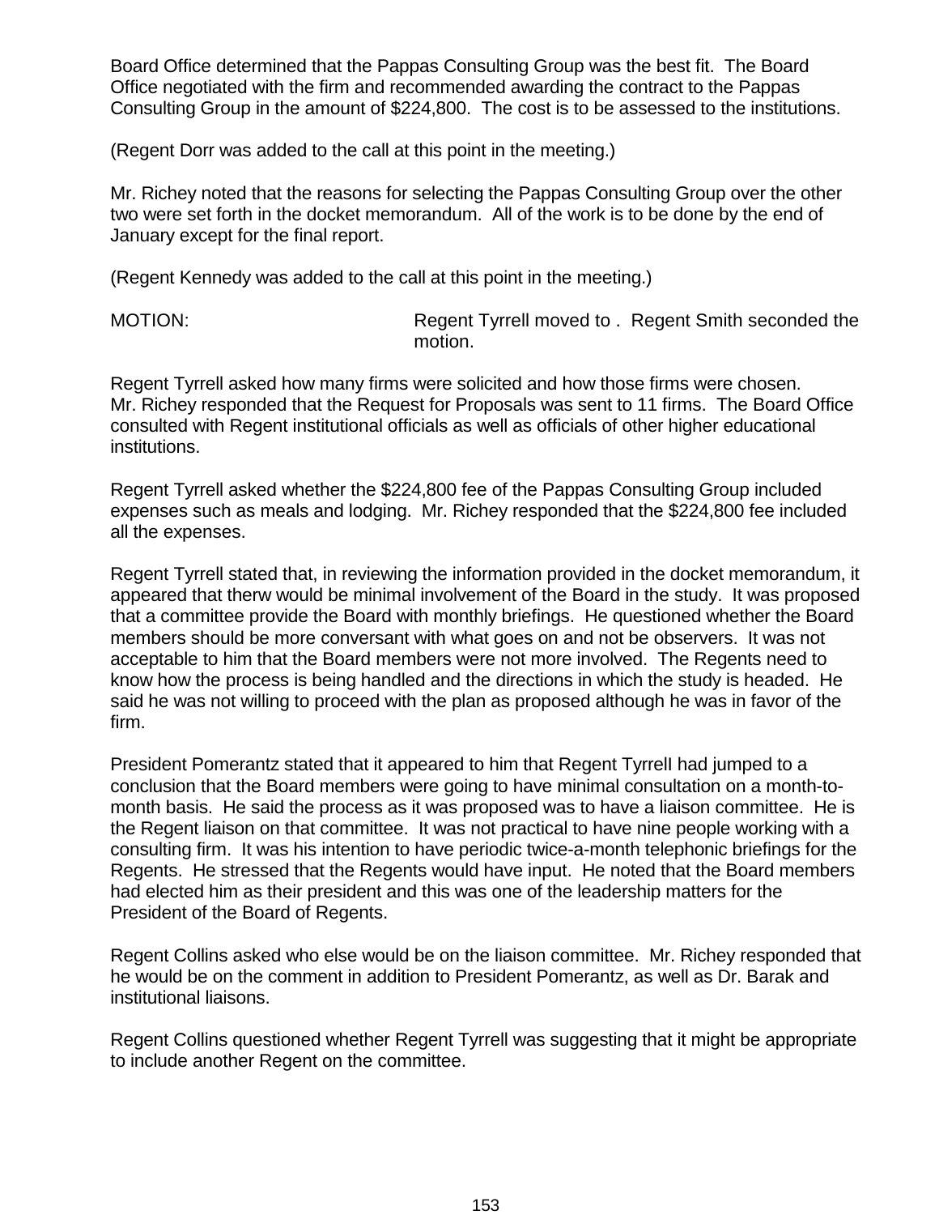Board Office determined that the Pappas Consulting Group was the best fit. The Board Office negotiated with the firm and recommended awarding the contract to the Pappas Consulting Group in the amount of $224,800. The cost is to be assessed to the institutions.

(Regent Dorr was added to the call at this point in the meeting.)

Mr. Richey noted that the reasons for selecting the Pappas Consulting Group over the other two were set forth in the docket memorandum. All of the work is to be done by the end of January except for the final report.

(Regent Kennedy was added to the call at this point in the meeting.)

MOTION: Regent Tyrrell moved to . Regent Smith seconded the motion.

Regent Tyrrell asked how many firms were solicited and how those firms were chosen. Mr. Richey responded that the Request for Proposals was sent to 11 firms. The Board Office consulted with Regent institutional officials as well as officials of other higher educational institutions.

Regent Tyrrell asked whether the $224,800 fee of the Pappas Consulting Group included expenses such as meals and lodging. Mr. Richey responded that the $224,800 fee included all the expenses.

Regent Tyrrell stated that, in reviewing the information provided in the docket memorandum, it appeared that therw would be minimal involvement of the Board in the study. It was proposed that a committee provide the Board with monthly briefings. He questioned whether the Board members should be more conversant with what goes on and not be observers. It was not acceptable to him that the Board members were not more involved. The Regents need to know how the process is being handled and the directions in which the study is headed. He said he was not willing to proceed with the plan as proposed although he was in favor of the firm.

President Pomerantz stated that it appeared to him that Regent TyrreIl had jumped to a conclusion that the Board members were going to have minimal consultation on a month-to-month basis. He said the process as it was proposed was to have a liaison committee. He is the Regent liaison on that committee. It was not practical to have nine people working with a consulting firm. It was his intention to have periodic twice-a-month telephonic briefings for the Regents. He stressed that the Regents would have input. He noted that the Board members had elected him as their president and this was one of the leadership matters for the President of the Board of Regents.

Regent Collins asked who else would be on the liaison committee. Mr. Richey responded that he would be on the comment in addition to President Pomerantz, as well as Dr. Barak and institutional liaisons.

Regent Collins questioned whether Regent Tyrrell was suggesting that it might be appropriate to include another Regent on the committee.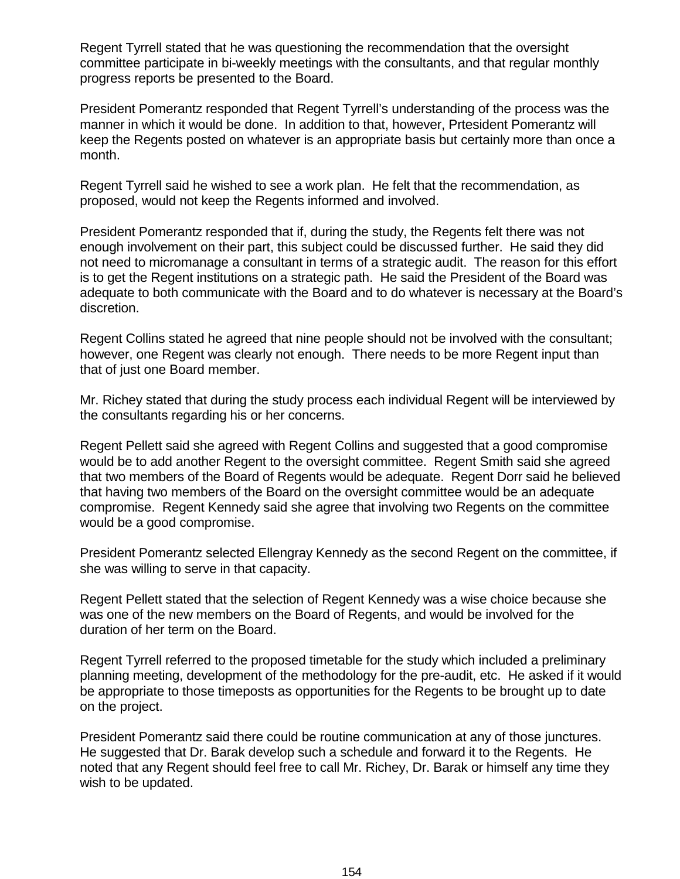Regent Tyrrell stated that he was questioning the recommendation that the oversight committee participate in bi-weekly meetings with the consultants, and that regular monthly progress reports be presented to the Board.

President Pomerantz responded that Regent Tyrrell's understanding of the process was the manner in which it would be done. In addition to that, however, Prtesident Pomerantz will keep the Regents posted on whatever is an appropriate basis but certainly more than once a month.

Regent Tyrrell said he wished to see a work plan. He felt that the recommendation, as proposed, would not keep the Regents informed and involved.

President Pomerantz responded that if, during the study, the Regents felt there was not enough involvement on their part, this subject could be discussed further. He said they did not need to micromanage a consultant in terms of a strategic audit. The reason for this effort is to get the Regent institutions on a strategic path. He said the President of the Board was adequate to both communicate with the Board and to do whatever is necessary at the Board's discretion.

Regent Collins stated he agreed that nine people should not be involved with the consultant; however, one Regent was clearly not enough. There needs to be more Regent input than that of just one Board member.

Mr. Richey stated that during the study process each individual Regent will be interviewed by the consultants regarding his or her concerns.

Regent Pellett said she agreed with Regent Collins and suggested that a good compromise would be to add another Regent to the oversight committee. Regent Smith said she agreed that two members of the Board of Regents would be adequate. Regent Dorr said he believed that having two members of the Board on the oversight committee would be an adequate compromise. Regent Kennedy said she agree that involving two Regents on the committee would be a good compromise.

President Pomerantz selected Ellengray Kennedy as the second Regent on the committee, if she was willing to serve in that capacity.

Regent Pellett stated that the selection of Regent Kennedy was a wise choice because she was one of the new members on the Board of Regents, and would be involved for the duration of her term on the Board.

Regent Tyrrell referred to the proposed timetable for the study which included a preliminary planning meeting, development of the methodology for the pre-audit, etc. He asked if it would be appropriate to those timeposts as opportunities for the Regents to be brought up to date on the project.

President Pomerantz said there could be routine communication at any of those junctures. He suggested that Dr. Barak develop such a schedule and forward it to the Regents. He noted that any Regent should feel free to call Mr. Richey, Dr. Barak or himself any time they wish to be updated.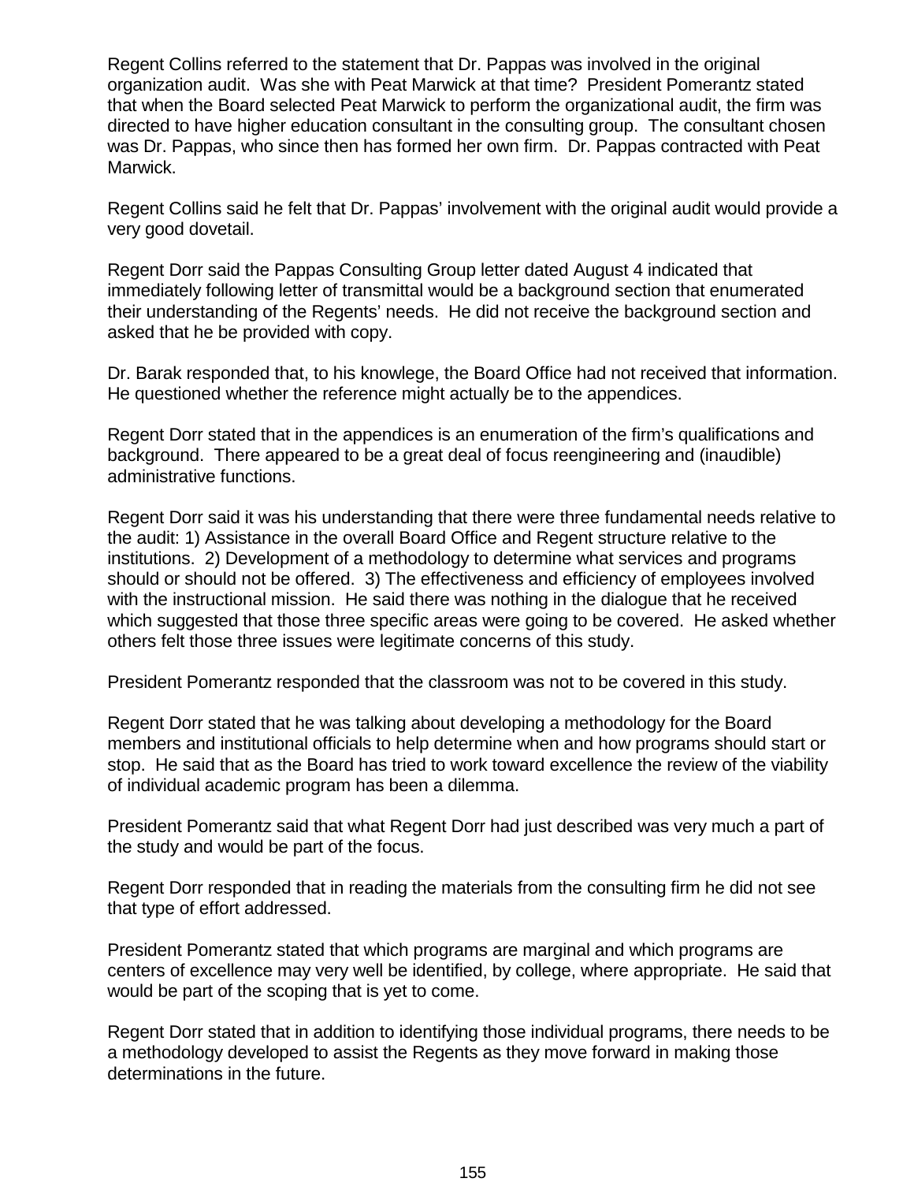Regent Collins referred to the statement that Dr. Pappas was involved in the original organization audit. Was she with Peat Marwick at that time? President Pomerantz stated that when the Board selected Peat Marwick to perform the organizational audit, the firm was directed to have higher education consultant in the consulting group. The consultant chosen was Dr. Pappas, who since then has formed her own firm. Dr. Pappas contracted with Peat Marwick.

Regent Collins said he felt that Dr. Pappas' involvement with the original audit would provide a very good dovetail.

Regent Dorr said the Pappas Consulting Group letter dated August 4 indicated that immediately following letter of transmittal would be a background section that enumerated their understanding of the Regents' needs. He did not receive the background section and asked that he be provided with copy.

Dr. Barak responded that, to his knowlege, the Board Office had not received that information. He questioned whether the reference might actually be to the appendices.

Regent Dorr stated that in the appendices is an enumeration of the firm's qualifications and background. There appeared to be a great deal of focus reengineering and (inaudible) administrative functions.

Regent Dorr said it was his understanding that there were three fundamental needs relative to the audit: 1) Assistance in the overall Board Office and Regent structure relative to the institutions. 2) Development of a methodology to determine what services and programs should or should not be offered. 3) The effectiveness and efficiency of employees involved with the instructional mission. He said there was nothing in the dialogue that he received which suggested that those three specific areas were going to be covered. He asked whether others felt those three issues were legitimate concerns of this study.

President Pomerantz responded that the classroom was not to be covered in this study.

Regent Dorr stated that he was talking about developing a methodology for the Board members and institutional officials to help determine when and how programs should start or stop. He said that as the Board has tried to work toward excellence the review of the viability of individual academic program has been a dilemma.

President Pomerantz said that what Regent Dorr had just described was very much a part of the study and would be part of the focus.

Regent Dorr responded that in reading the materials from the consulting firm he did not see that type of effort addressed.

President Pomerantz stated that which programs are marginal and which programs are centers of excellence may very well be identified, by college, where appropriate. He said that would be part of the scoping that is yet to come.

Regent Dorr stated that in addition to identifying those individual programs, there needs to be a methodology developed to assist the Regents as they move forward in making those determinations in the future.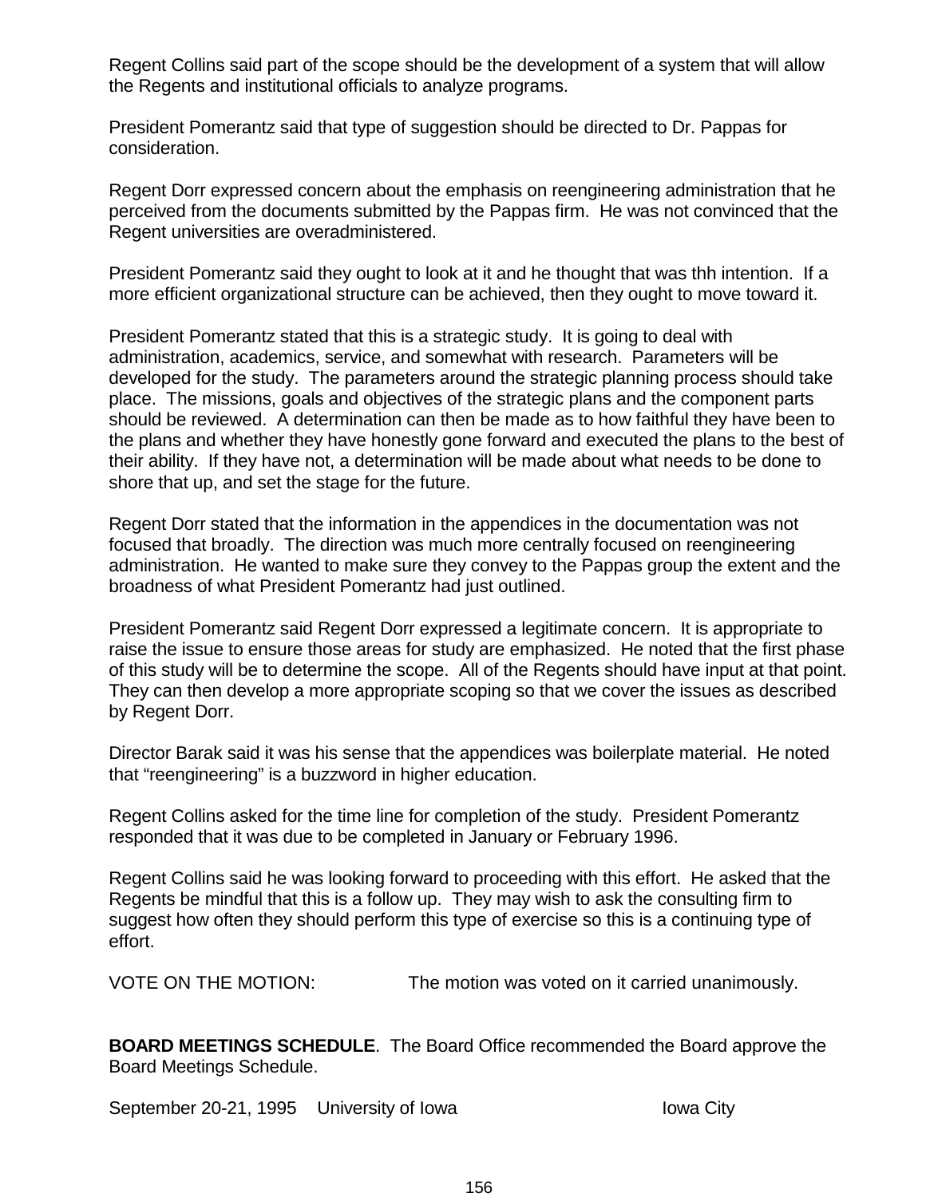Regent Collins said part of the scope should be the development of a system that will allow the Regents and institutional officials to analyze programs.

President Pomerantz said that type of suggestion should be directed to Dr. Pappas for consideration.

Regent Dorr expressed concern about the emphasis on reengineering administration that he perceived from the documents submitted by the Pappas firm. He was not convinced that the Regent universities are overadministered.

President Pomerantz said they ought to look at it and he thought that was thh intention. If a more efficient organizational structure can be achieved, then they ought to move toward it.

President Pomerantz stated that this is a strategic study. It is going to deal with administration, academics, service, and somewhat with research. Parameters will be developed for the study. The parameters around the strategic planning process should take place. The missions, goals and objectives of the strategic plans and the component parts should be reviewed. A determination can then be made as to how faithful they have been to the plans and whether they have honestly gone forward and executed the plans to the best of their ability. If they have not, a determination will be made about what needs to be done to shore that up, and set the stage for the future.

Regent Dorr stated that the information in the appendices in the documentation was not focused that broadly. The direction was much more centrally focused on reengineering administration. He wanted to make sure they convey to the Pappas group the extent and the broadness of what President Pomerantz had just outlined.

President Pomerantz said Regent Dorr expressed a legitimate concern. It is appropriate to raise the issue to ensure those areas for study are emphasized. He noted that the first phase of this study will be to determine the scope. All of the Regents should have input at that point. They can then develop a more appropriate scoping so that we cover the issues as described by Regent Dorr.

Director Barak said it was his sense that the appendices was boilerplate material. He noted that "reengineering" is a buzzword in higher education.

Regent Collins asked for the time line for completion of the study. President Pomerantz responded that it was due to be completed in January or February 1996.

Regent Collins said he was looking forward to proceeding with this effort. He asked that the Regents be mindful that this is a follow up. They may wish to ask the consulting firm to suggest how often they should perform this type of exercise so this is a continuing type of effort.

VOTE ON THE MOTION: The motion was voted on it carried unanimously.

**BOARD MEETINGS SCHEDULE**. The Board Office recommended the Board approve the Board Meetings Schedule.

September 20-21, 1995 University of Iowa Iowa City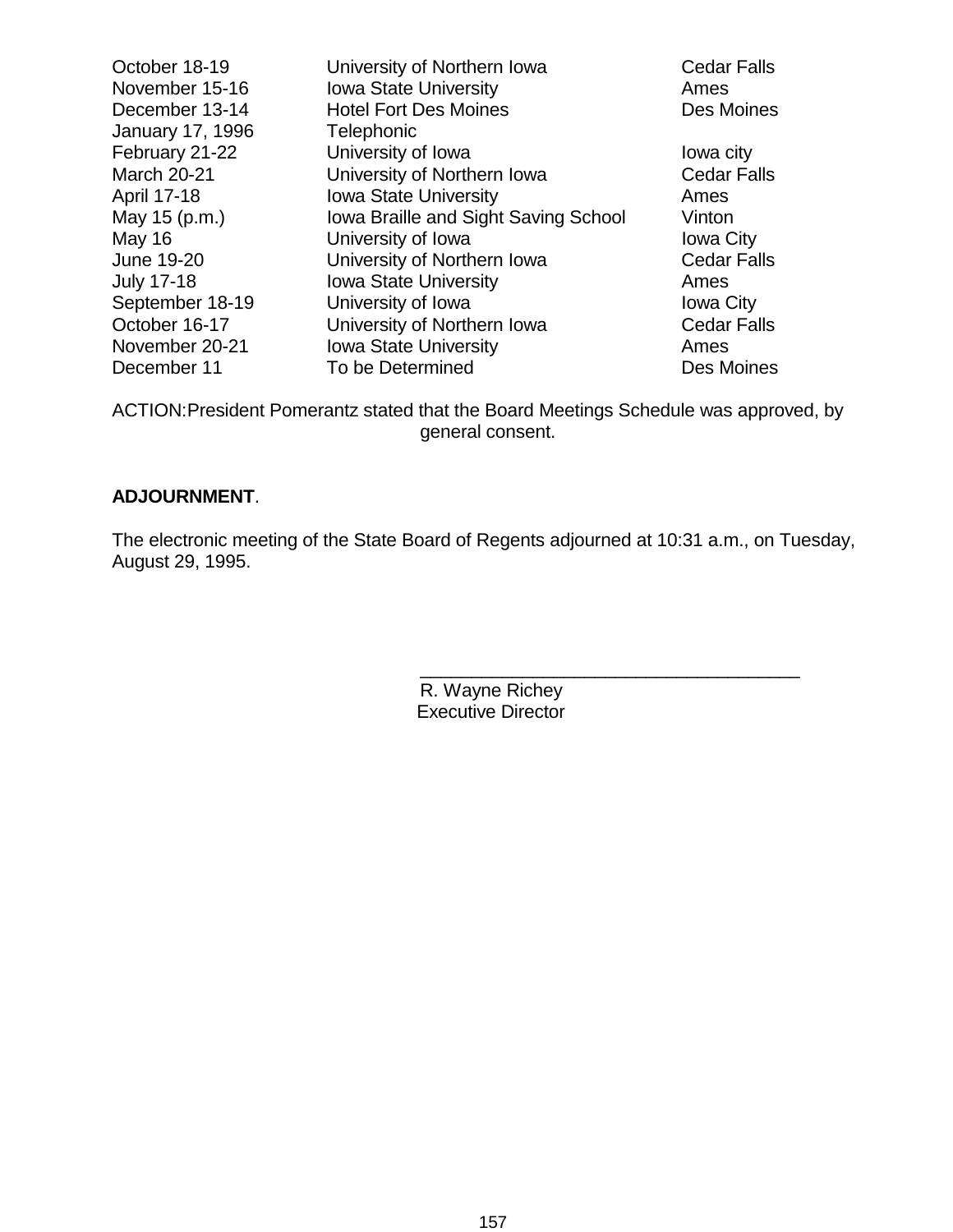| | | |
|---|---|---|
| October 18-19 | University of Northern Iowa | Cedar Falls |
| November 15-16 | Iowa State University | Ames |
| December 13-14 | Hotel Fort Des Moines | Des Moines |
| January 17, 1996 | Telephonic | |
| February 21-22 | University of Iowa | Iowa city |
| March 20-21 | University of Northern Iowa | Cedar Falls |
| April 17-18 | Iowa State University | Ames |
| May 15 (p.m.) | Iowa Braille and Sight Saving School | Vinton |
| May 16 | University of Iowa | Iowa City |
| June 19-20 | University of Northern Iowa | Cedar Falls |
| July 17-18 | Iowa State University | Ames |
| September 18-19 | University of Iowa | Iowa City |
| October 16-17 | University of Northern Iowa | Cedar Falls |
| November 20-21 | Iowa State University | Ames |
| December 11 | To be Determined | Des Moines |

ACTION:President Pomerantz stated that the Board Meetings Schedule was approved, by general consent.

**ADJOURNMENT**.

The electronic meeting of the State Board of Regents adjourned at 10:31 a.m., on Tuesday, August 29, 1995.

\_\_\_\_\_\_\_\_\_\_\_\_\_\_\_\_\_\_\_\_\_\_\_\_\_\_\_\_\_\_\_\_\_\_\_\_\_\_

R. Wayne Richey
Executive Director